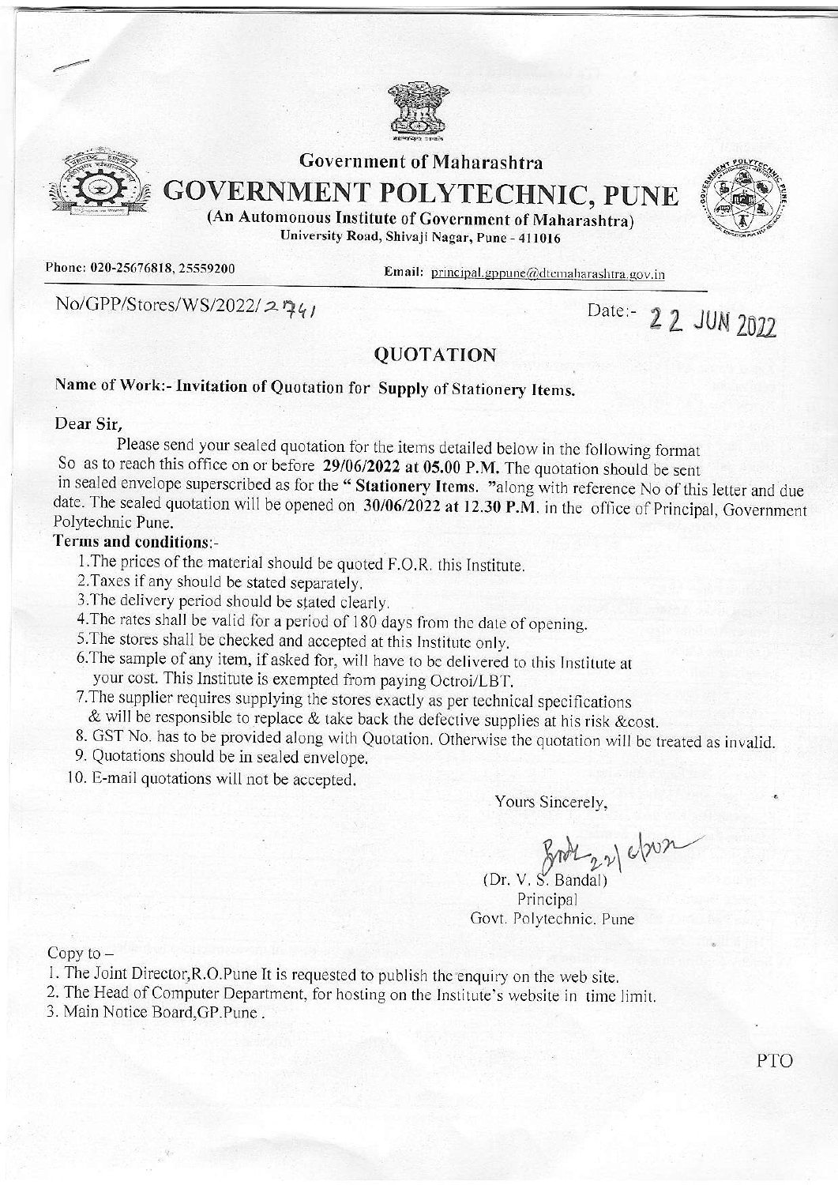Government of Maharashtra

# GOVERNMENT POLYTECHNIC, PUNE

**(An Automonous Institute of Government of Maharashtra)**

**University Road, Shivaji Nagar, Pune - 411016**

**Phone: 020-25676818, 25559200** **Email:** principal.gppune@dtemaharashtra.gov.in

No/GPP/Stores/WS/2022/2741 Date:- 22 JUN 2022

## QUOTATION

**Name of Work:- Invitation of Quotation for Supply of Stationery Items.**

**Dear Sir,**

Please send your sealed quotation for the items detailed below in the following format So as to reach this office on or before **29/06/2022 at 05.00 P.M.** The quotation should be sent in sealed envelope superscribed as for the " **Stationery Items.** "along with reference No of this letter and due date. The sealed quotation will be opened on **30/06/2022 at 12.30 P.M.** in the office of Principal, Government Polytechnic Pune.

**Terms and conditions:-**

1. The prices of the material should be quoted F.O.R. this Institute.
2. Taxes if any should be stated separately.
3. The delivery period should be stated clearly.
4. The rates shall be valid for a period of 180 days from the date of opening.
5. The stores shall be checked and accepted at this Institute only.
6. The sample of any item, if asked for, will have to be delivered to this Institute at your cost. This Institute is exempted from paying Octroi/LBT.
7. The supplier requires supplying the stores exactly as per technical specifications & will be responsible to replace & take back the defective supplies at his risk &cost.
8. GST No. has to be provided along with Quotation. Otherwise the quotation will be treated as invalid.
9. Quotations should be in sealed envelope.
10. E-mail quotations will not be accepted.

Yours Sincerely,

(Dr. V. S. Bandal)
Principal
Govt. Polytechnic. Pune

Copy to –

1. The Joint Director,R.O.Pune It is requested to publish the enquiry on the web site.
2. The Head of Computer Department, for hosting on the Institute's website in time limit.
3. Main Notice Board,GP.Pune .

PTO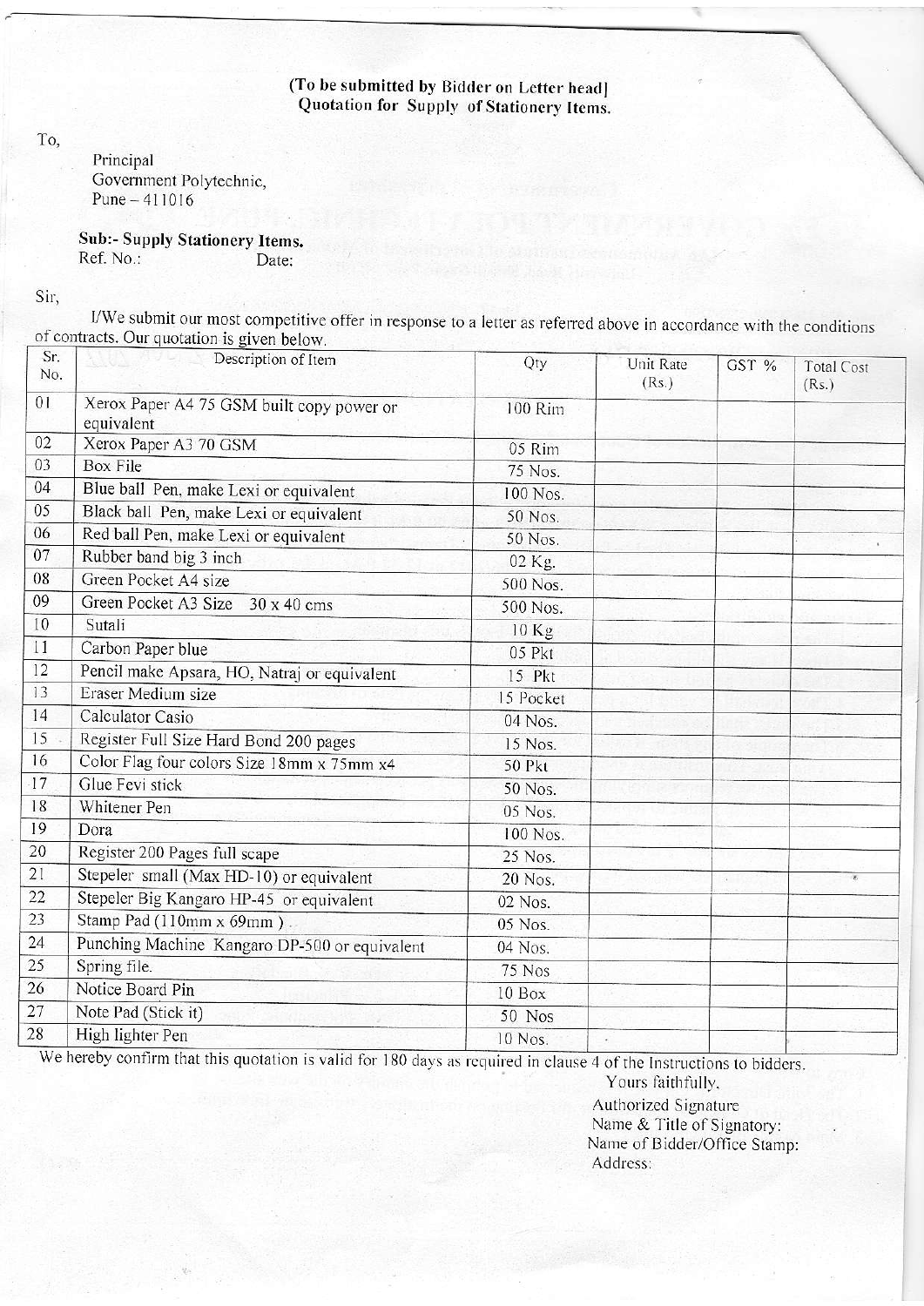**(To be submitted by Bidder on Letter head]**
**Quotation for Supply of Stationery Items.**

To,

Principal
Government Polytechnic,
Pune – 411016

**Sub:- Supply Stationery Items.**
Ref. No.: Date:

Sir,

I/We submit our most competitive offer in response to a letter as referred above in accordance with the conditions of contracts. Our quotation is given below.

| Sr. No. | Description of Item | Qty | Unit Rate (Rs.) | GST % | Total Cost (Rs.) |
|---|---|---|---|---|---|
| 01 | Xerox Paper A4 75 GSM built copy power or equivalent | 100 Rim | | | |
| 02 | Xerox Paper A3 70 GSM | 05 Rim | | | |
| 03 | Box File | 75 Nos. | | | |
| 04 | Blue ball Pen, make Lexi or equivalent | 100 Nos. | | | |
| 05 | Black ball Pen, make Lexi or equivalent | 50 Nos. | | | |
| 06 | Red ball Pen, make Lexi or equivalent | 50 Nos. | | | |
| 07 | Rubber band big 3 inch | 02 Kg. | | | |
| 08 | Green Pocket A4 size | 500 Nos. | | | |
| 09 | Green Pocket A3 Size 30 x 40 cms | 500 Nos. | | | |
| 10 | Sutali | 10 Kg | | | |
| 11 | Carbon Paper blue | 05 Pkt | | | |
| 12 | Pencil make Apsara, HO, Natraj or equivalent | 15 Pkt | | | |
| 13 | Eraser Medium size | 15 Pocket | | | |
| 14 | Calculator Casio | 04 Nos. | | | |
| 15 | Register Full Size Hard Bond 200 pages | 15 Nos. | | | |
| 16 | Color Flag four colors Size 18mm x 75mm x4 | 50 Pkt | | | |
| 17 | Glue Fevi stick | 50 Nos. | | | |
| 18 | Whitener Pen | 05 Nos. | | | |
| 19 | Dora | 100 Nos. | | | |
| 20 | Register 200 Pages full scape | 25 Nos. | | | |
| 21 | Stepeler small (Max HD-10) or equivalent | 20 Nos. | | | |
| 22 | Stepeler Big Kangaro HP-45 or equivalent | 02 Nos. | | | |
| 23 | Stamp Pad (110mm x 69mm ) | 05 Nos. | | | |
| 24 | Punching Machine Kangaro DP-500 or equivalent | 04 Nos. | | | |
| 25 | Spring file. | 75 Nos | | | |
| 26 | Notice Board Pin | 10 Box | | | |
| 27 | Note Pad (Stick it) | 50 Nos | | | |
| 28 | High lighter Pen | 10 Nos. | | | |

We hereby confirm that this quotation is valid for 180 days as required in clause 4 of the Instructions to bidders.

Yours faithfully.

Authorized Signature
Name & Title of Signatory:
Name of Bidder/Office Stamp:
Address: